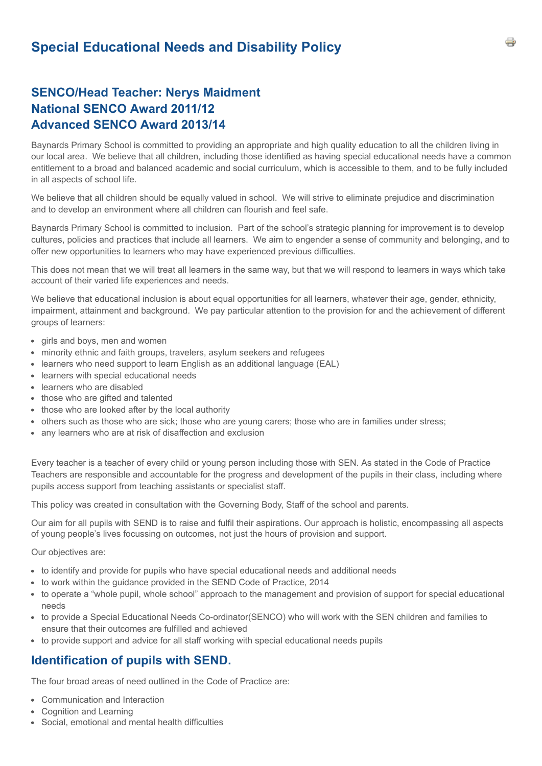# Special Educational Needs and Disability Policy

## SENCO/Head Teacher: Nerys Maidment
## National SENCO Award 2011/12
## Advanced SENCO Award 2013/14

Baynards Primary School is committed to providing an appropriate and high quality education to all the children living in our local area. We believe that all children, including those identified as having special educational needs have a common entitlement to a broad and balanced academic and social curriculum, which is accessible to them, and to be fully included in all aspects of school life.

We believe that all children should be equally valued in school. We will strive to eliminate prejudice and discrimination and to develop an environment where all children can flourish and feel safe.

Baynards Primary School is committed to inclusion. Part of the school's strategic planning for improvement is to develop cultures, policies and practices that include all learners. We aim to engender a sense of community and belonging, and to offer new opportunities to learners who may have experienced previous difficulties.

This does not mean that we will treat all learners in the same way, but that we will respond to learners in ways which take account of their varied life experiences and needs.

We believe that educational inclusion is about equal opportunities for all learners, whatever their age, gender, ethnicity, impairment, attainment and background. We pay particular attention to the provision for and the achievement of different groups of learners:

- girls and boys, men and women
- minority ethnic and faith groups, travelers, asylum seekers and refugees
- learners who need support to learn English as an additional language (EAL)
- learners with special educational needs
- learners who are disabled
- those who are gifted and talented
- those who are looked after by the local authority
- others such as those who are sick; those who are young carers; those who are in families under stress;
- any learners who are at risk of disaffection and exclusion

Every teacher is a teacher of every child or young person including those with SEN. As stated in the Code of Practice Teachers are responsible and accountable for the progress and development of the pupils in their class, including where pupils access support from teaching assistants or specialist staff.

This policy was created in consultation with the Governing Body, Staff of the school and parents.

Our aim for all pupils with SEND is to raise and fulfil their aspirations. Our approach is holistic, encompassing all aspects of young people's lives focussing on outcomes, not just the hours of provision and support.

Our objectives are:

- to identify and provide for pupils who have special educational needs and additional needs
- to work within the guidance provided in the SEND Code of Practice, 2014
- to operate a "whole pupil, whole school" approach to the management and provision of support for special educational needs
- to provide a Special Educational Needs Co-ordinator(SENCO) who will work with the SEN children and families to ensure that their outcomes are fulfilled and achieved
- to provide support and advice for all staff working with special educational needs pupils

## Identification of pupils with SEND.

The four broad areas of need outlined in the Code of Practice are:

- Communication and Interaction
- Cognition and Learning
- Social, emotional and mental health difficulties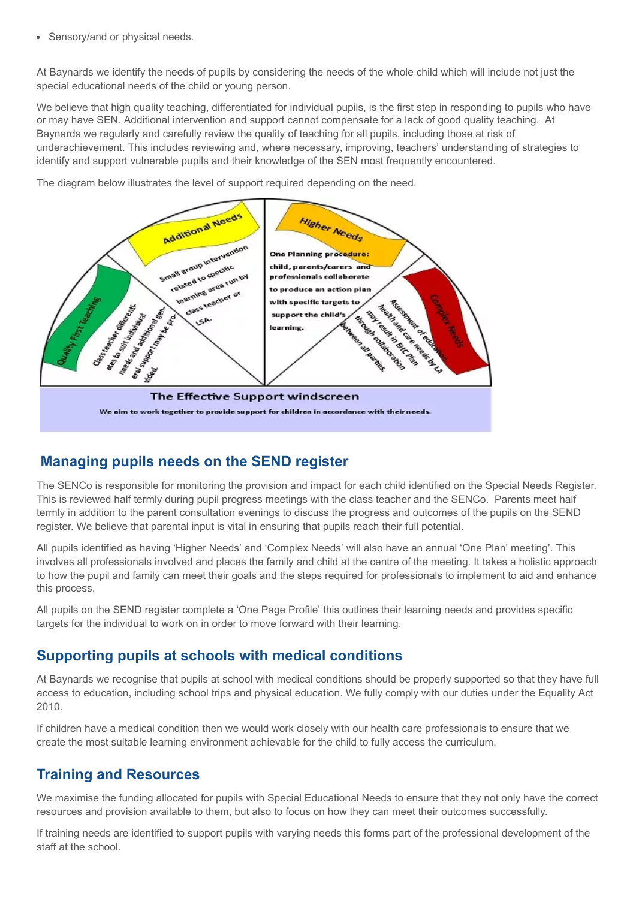- Sensory/and or physical needs.

At Baynards we identify the needs of pupils by considering the needs of the whole child which will include not just the special educational needs of the child or young person.

We believe that high quality teaching, differentiated for individual pupils, is the first step in responding to pupils who have or may have SEN. Additional intervention and support cannot compensate for a lack of good quality teaching. At Baynards we regularly and carefully review the quality of teaching for all pupils, including those at risk of underachievement. This includes reviewing and, where necessary, improving, teachers' understanding of strategies to identify and support vulnerable pupils and their knowledge of the SEN most frequently encountered.

The diagram below illustrates the level of support required depending on the need.

Quality First Teaching

Class teacher differentiates to suit individual needs and additional general support may be provided.

Additional Needs

Small group intervention related to specific learning area run by class teacher or LSA.

Higher Needs

One Planning procedure: child, parents/carers and professionals collaborate to produce an action plan with specific targets to support the child's learning.

Complex Needs

Assessment of education health and care needs by LA may result in EHC Plan through collaboration between all parties.

The Effective Support windscreen

We aim to work together to provide support for children in accordance with their needs.

## Managing pupils needs on the SEND register

The SENCo is responsible for monitoring the provision and impact for each child identified on the Special Needs Register. This is reviewed half termly during pupil progress meetings with the class teacher and the SENCo. Parents meet half termly in addition to the parent consultation evenings to discuss the progress and outcomes of the pupils on the SEND register. We believe that parental input is vital in ensuring that pupils reach their full potential.

All pupils identified as having 'Higher Needs' and 'Complex Needs' will also have an annual 'One Plan' meeting'. This involves all professionals involved and places the family and child at the centre of the meeting. It takes a holistic approach to how the pupil and family can meet their goals and the steps required for professionals to implement to aid and enhance this process.

All pupils on the SEND register complete a 'One Page Profile' this outlines their learning needs and provides specific targets for the individual to work on in order to move forward with their learning.

## Supporting pupils at schools with medical conditions

At Baynards we recognise that pupils at school with medical conditions should be properly supported so that they have full access to education, including school trips and physical education. We fully comply with our duties under the Equality Act 2010.

If children have a medical condition then we would work closely with our health care professionals to ensure that we create the most suitable learning environment achievable for the child to fully access the curriculum.

## Training and Resources

We maximise the funding allocated for pupils with Special Educational Needs to ensure that they not only have the correct resources and provision available to them, but also to focus on how they can meet their outcomes successfully.

If training needs are identified to support pupils with varying needs this forms part of the professional development of the staff at the school.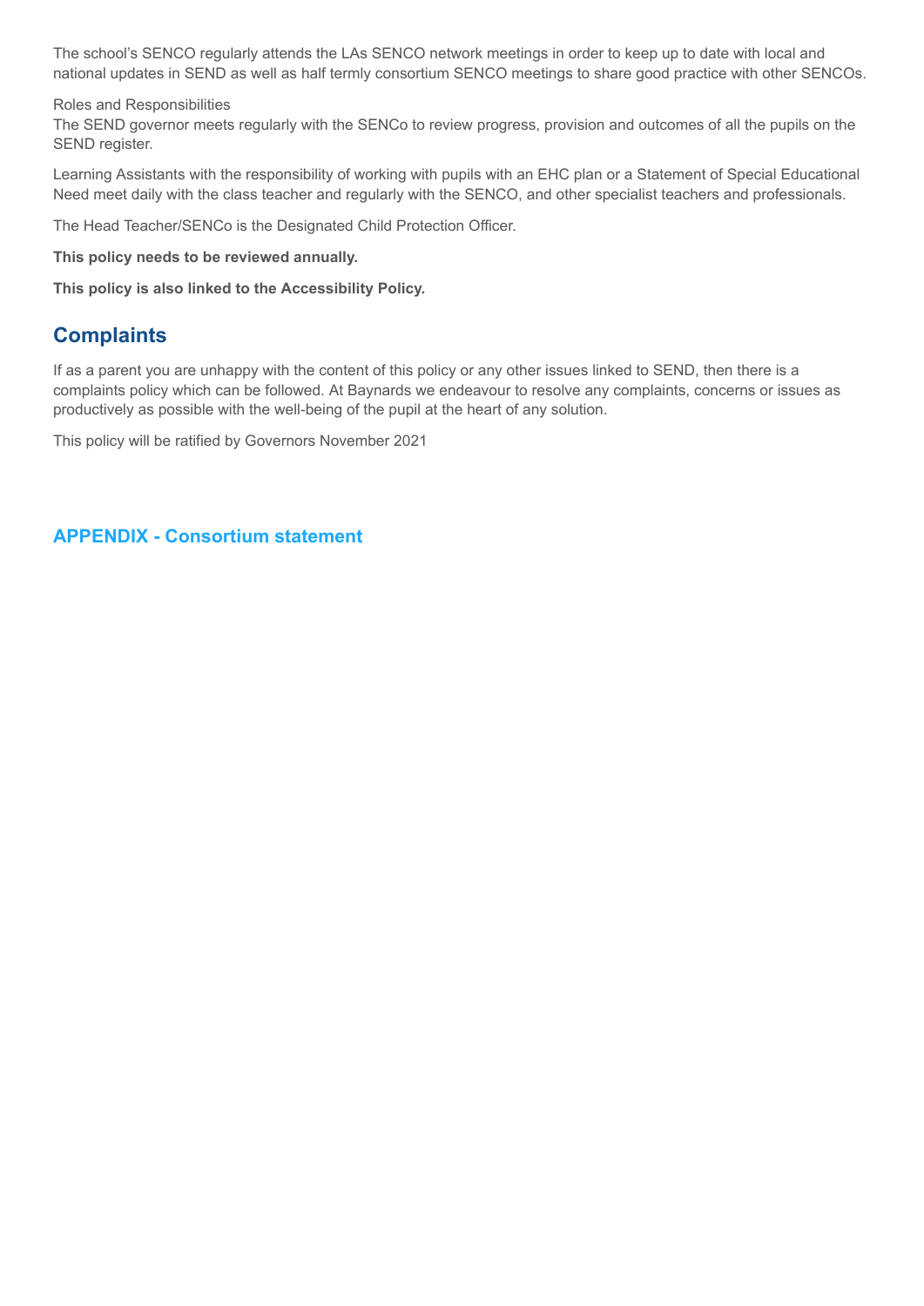The school's SENCO regularly attends the LAs SENCO network meetings in order to keep up to date with local and national updates in SEND as well as half termly consortium SENCO meetings to share good practice with other SENCOs.

Roles and Responsibilities
The SEND governor meets regularly with the SENCo to review progress, provision and outcomes of all the pupils on the SEND register.

Learning Assistants with the responsibility of working with pupils with an EHC plan or a Statement of Special Educational Need meet daily with the class teacher and regularly with the SENCO, and other specialist teachers and professionals.

The Head Teacher/SENCo is the Designated Child Protection Officer.

**This policy needs to be reviewed annually.**

**This policy is also linked to the Accessibility Policy.**

## Complaints

If as a parent you are unhappy with the content of this policy or any other issues linked to SEND, then there is a complaints policy which can be followed. At Baynards we endeavour to resolve any complaints, concerns or issues as productively as possible with the well-being of the pupil at the heart of any solution.

This policy will be ratified by Governors November 2021

### APPENDIX - Consortium statement